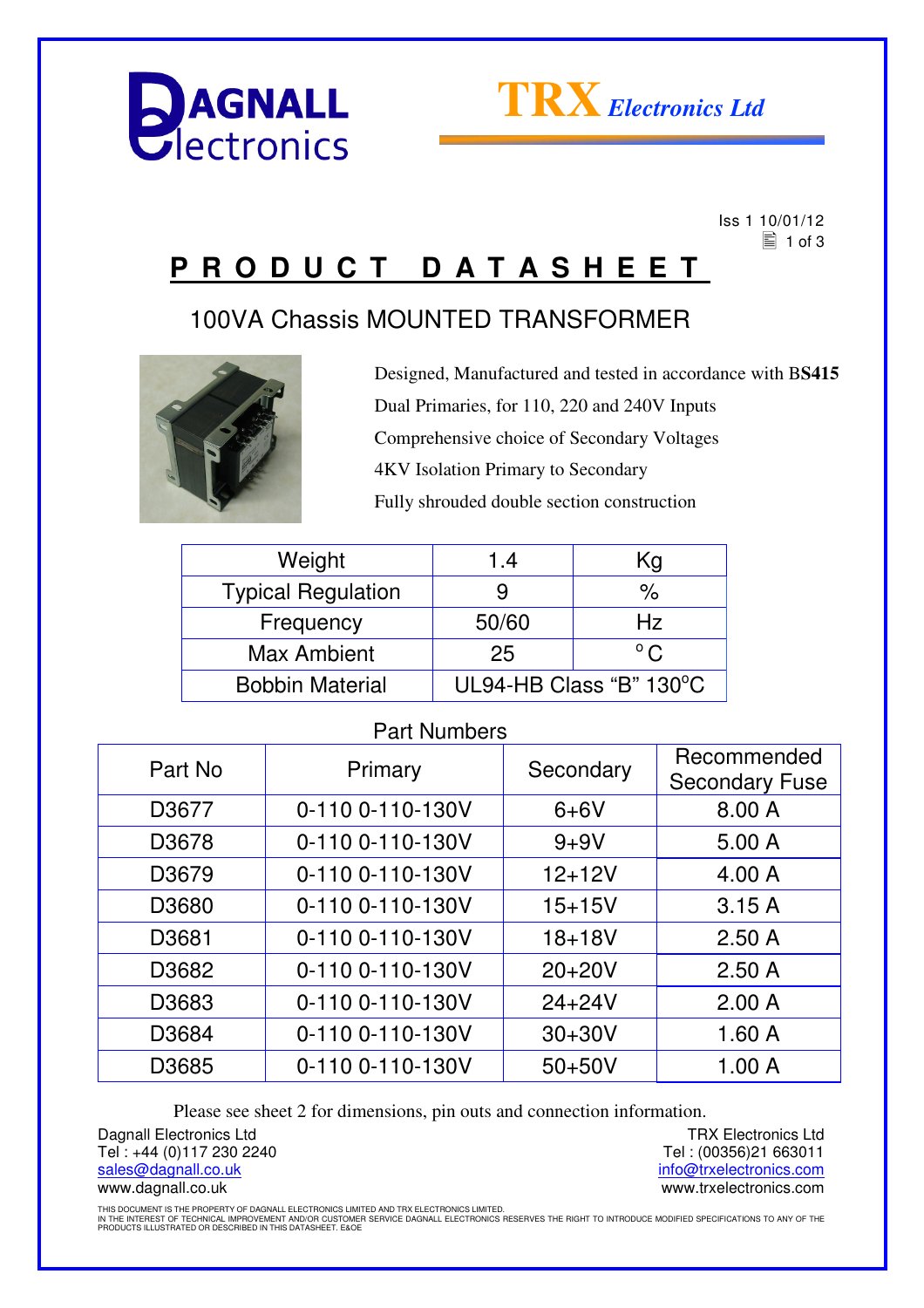DAGNALL Electronics

TRX *Electronics Ltd*

Iss 1 10/01/12

# PRODUCT DATASHEET

## 100VA Chassis MOUNTED TRANSFORMER

Designed, Manufactured and tested in accordance with B**S415**

Dual Primaries, for 110, 220 and 240V Inputs

Comprehensive choice of Secondary Voltages

4KV Isolation Primary to Secondary

Fully shrouded double section construction

| Weight | 1.4 | Kg |
|---|---|---|
| Typical Regulation | 9 | % |
| Frequency | 50/60 | Hz |
| Max Ambient | 25 | °C |
| Bobbin Material | UL94-HB Class "B" 130°C | |

### Part Numbers

| Part No | Primary | Secondary | Recommended Secondary Fuse |
|---|---|---|---|
| D3677 | 0-110 0-110-130V | 6+6V | 8.00 A |
| D3678 | 0-110 0-110-130V | 9+9V | 5.00 A |
| D3679 | 0-110 0-110-130V | 12+12V | 4.00 A |
| D3680 | 0-110 0-110-130V | 15+15V | 3.15 A |
| D3681 | 0-110 0-110-130V | 18+18V | 2.50 A |
| D3682 | 0-110 0-110-130V | 20+20V | 2.50 A |
| D3683 | 0-110 0-110-130V | 24+24V | 2.00 A |
| D3684 | 0-110 0-110-130V | 30+30V | 1.60 A |
| D3685 | 0-110 0-110-130V | 50+50V | 1.00 A |

Please see sheet 2 for dimensions, pin outs and connection information.

Dagnall Electronics Ltd
Tel : +44 (0)117 230 2240
sales@dagnall.co.uk
www.dagnall.co.uk

TRX Electronics Ltd
Tel : (00356)21 663011
info@trxelectronics.com
www.trxelectronics.com

THIS DOCUMENT IS THE PROPERTY OF DAGNALL ELECTRONICS LIMITED AND TRX ELECTRONICS LIMITED.
IN THE INTEREST OF TECHNICAL IMPROVEMENT AND/OR CUSTOMER SERVICE DAGNALL ELECTRONICS RESERVES THE RIGHT TO INTRODUCE MODIFIED SPECIFICATIONS TO ANY OF THE PRODUCTS ILLUSTRATED OR DESCRIBED IN THIS DATASHEET. E&OE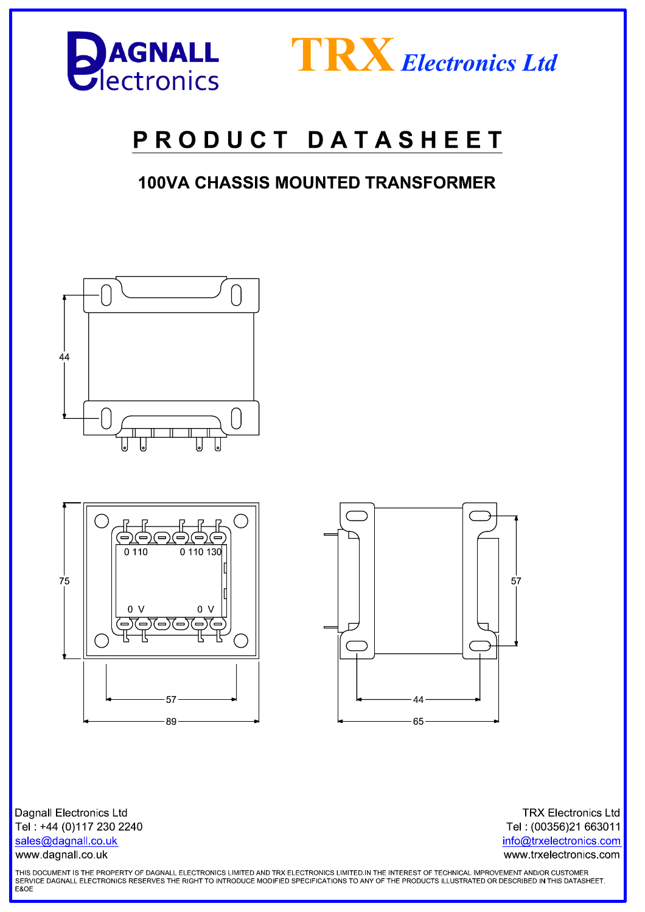DAGNALL Electronics

TRX *Electronics Ltd*

# PRODUCT DATASHEET

## 100VA CHASSIS MOUNTED TRANSFORMER

44

0 110 &nbsp;&nbsp;&nbsp; 0 110 130

0 V &nbsp;&nbsp;&nbsp; 0 V

75

57

89

57

44

65

Dagnall Electronics Ltd
Tel : +44 (0)117 230 2240
sales@dagnall.co.uk
www.dagnall.co.uk

TRX Electronics Ltd
Tel : (00356)21 663011
info@trxelectronics.com
www.trxelectronics.com

THIS DOCUMENT IS THE PROPERTY OF DAGNALL ELECTRONICS LIMITED AND TRX ELECTRONICS LIMITED.IN THE INTEREST OF TECHNICAL IMPROVEMENT AND/OR CUSTOMER SERVICE DAGNALL ELECTRONICS RESERVES THE RIGHT TO INTRODUCE MODIFIED SPECIFICATIONS TO ANY OF THE PRODUCTS ILLUSTRATED OR DESCRIBED IN THIS DATASHEET. E&OE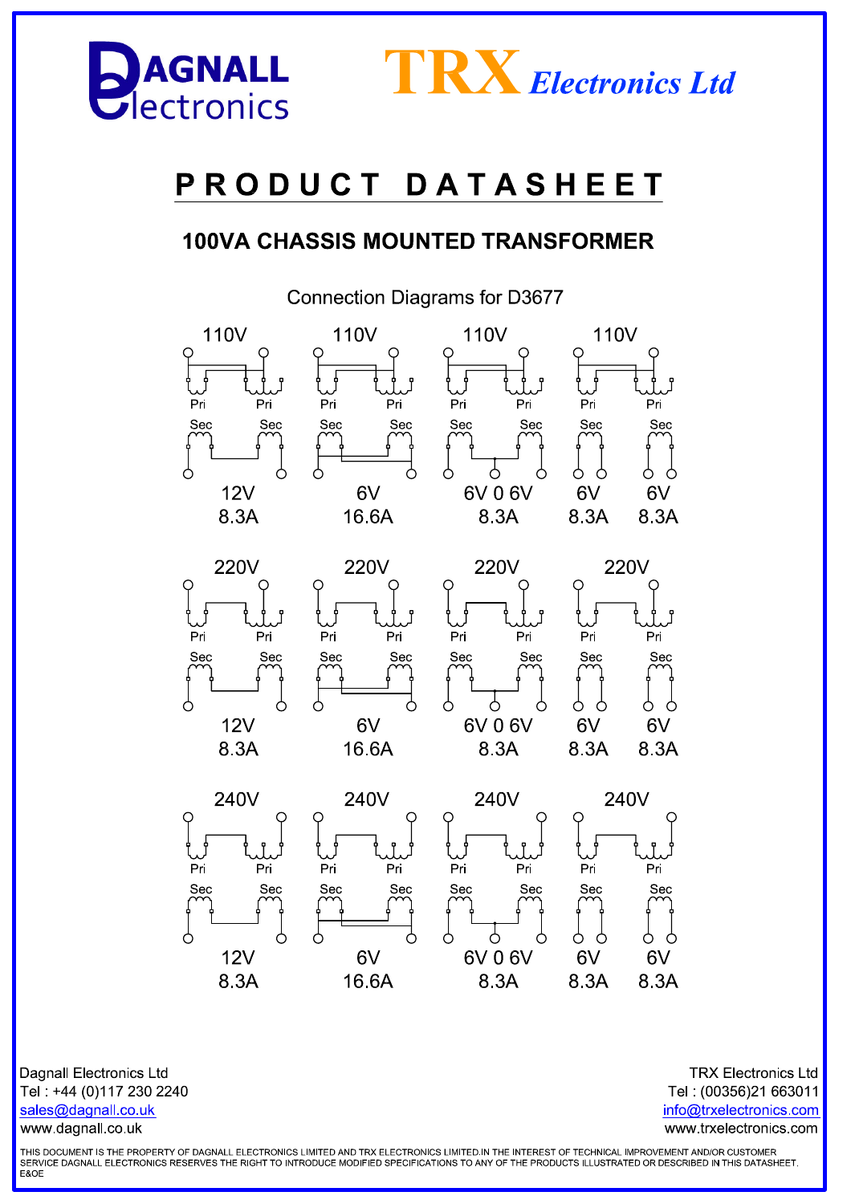DAGNALL Electronics

TRX Electronics Ltd

# PRODUCT DATASHEET

## 100VA CHASSIS MOUNTED TRANSFORMER

Connection Diagrams for D3677

110V
Pri Pri
Sec Sec
12V
8.3A

110V
Pri Pri
Sec Sec
6V
16.6A

110V
Pri Pri
Sec Sec
6V 0 6V
8.3A

110V
Pri Pri
Sec Sec
6V 6V
8.3A 8.3A

220V
Pri Pri
Sec Sec
12V
8.3A

220V
Pri Pri
Sec Sec
6V
16.6A

220V
Pri Pri
Sec Sec
6V 0 6V
8.3A

220V
Pri Pri
Sec Sec
6V 6V
8.3A 8.3A

240V
Pri Pri
Sec Sec
12V
8.3A

240V
Pri Pri
Sec Sec
6V
16.6A

240V
Pri Pri
Sec Sec
6V 0 6V
8.3A

240V
Pri Pri
Sec Sec
6V 6V
8.3A 8.3A

Dagnall Electronics Ltd
Tel : +44 (0)117 230 2240
sales@dagnall.co.uk
www.dagnall.co.uk

TRX Electronics Ltd
Tel : (00356)21 663011
info@trxelectronics.com
www.trxelectronics.com

THIS DOCUMENT IS THE PROPERTY OF DAGNALL ELECTRONICS LIMITED AND TRX ELECTRONICS LIMITED.IN THE INTEREST OF TECHNICAL IMPROVEMENT AND/OR CUSTOMER SERVICE DAGNALL ELECTRONICS RESERVES THE RIGHT TO INTRODUCE MODIFIED SPECIFICATIONS TO ANY OF THE PRODUCTS ILLUSTRATED OR DESCRIBED IN THIS DATASHEET. E&OE